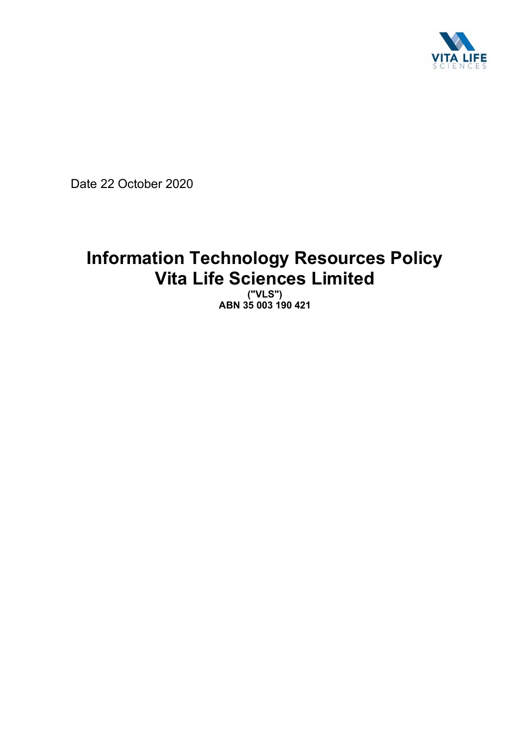Date 22 October 2020

# Information Technology Resources Policy
# Vita Life Sciences Limited

**("VLS")**
**ABN 35 003 190 421**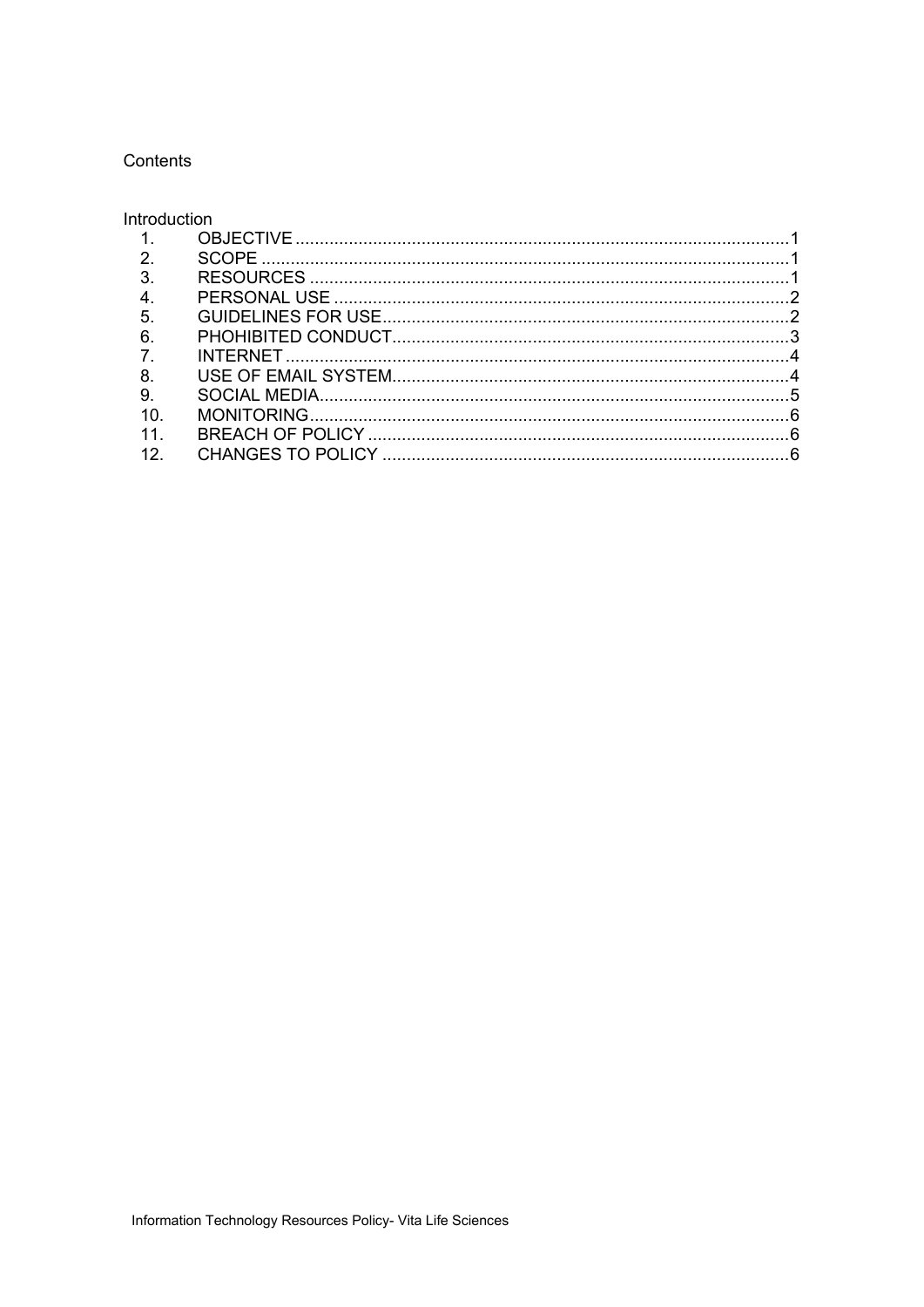Contents

Introduction

| | | |
|---|---|---|
| 1. | OBJECTIVE | 1 |
| 2. | SCOPE | 1 |
| 3. | RESOURCES | 1 |
| 4. | PERSONAL USE | 2 |
| 5. | GUIDELINES FOR USE | 2 |
| 6. | PHOHIBITED CONDUCT | 3 |
| 7. | INTERNET | 4 |
| 8. | USE OF EMAIL SYSTEM | 4 |
| 9. | SOCIAL MEDIA | 5 |
| 10. | MONITORING | 6 |
| 11. | BREACH OF POLICY | 6 |
| 12. | CHANGES TO POLICY | 6 |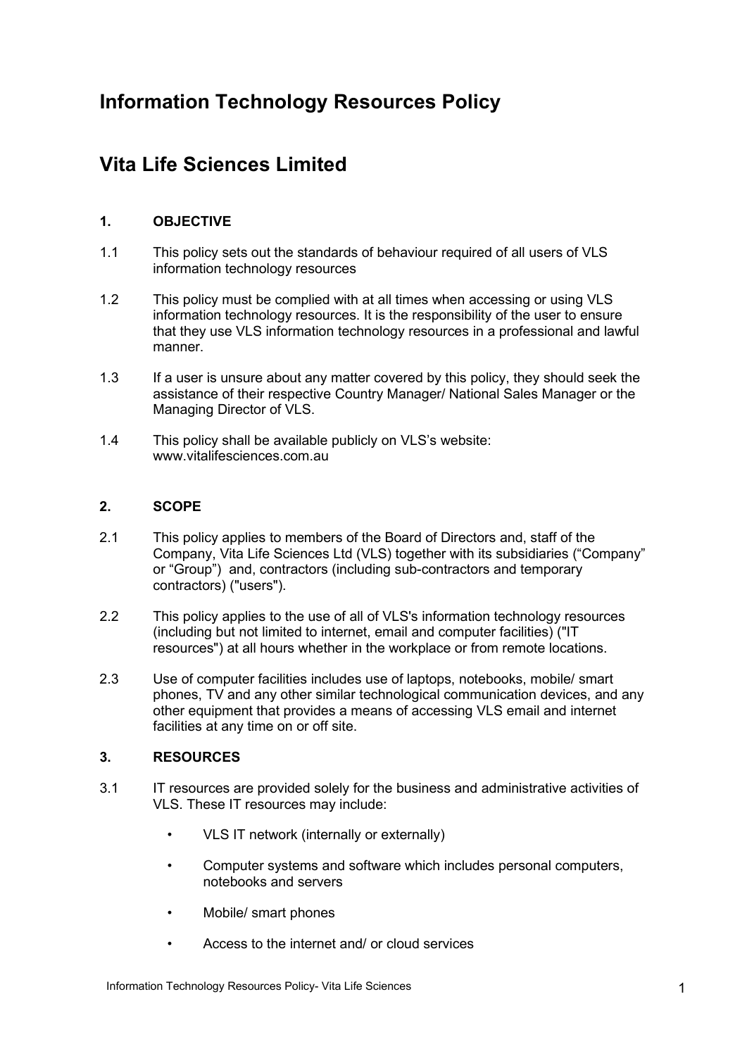# Information Technology Resources Policy

# Vita Life Sciences Limited

## 1. OBJECTIVE

1.1 This policy sets out the standards of behaviour required of all users of VLS information technology resources

1.2 This policy must be complied with at all times when accessing or using VLS information technology resources. It is the responsibility of the user to ensure that they use VLS information technology resources in a professional and lawful manner.

1.3 If a user is unsure about any matter covered by this policy, they should seek the assistance of their respective Country Manager/ National Sales Manager or the Managing Director of VLS.

1.4 This policy shall be available publicly on VLS's website: www.vitalifesciences.com.au

## 2. SCOPE

2.1 This policy applies to members of the Board of Directors and, staff of the Company, Vita Life Sciences Ltd (VLS) together with its subsidiaries ("Company" or "Group") and, contractors (including sub-contractors and temporary contractors) ("users").

2.2 This policy applies to the use of all of VLS's information technology resources (including but not limited to internet, email and computer facilities) ("IT resources") at all hours whether in the workplace or from remote locations.

2.3 Use of computer facilities includes use of laptops, notebooks, mobile/ smart phones, TV and any other similar technological communication devices, and any other equipment that provides a means of accessing VLS email and internet facilities at any time on or off site.

## 3. RESOURCES

3.1 IT resources are provided solely for the business and administrative activities of VLS. These IT resources may include:

- VLS IT network (internally or externally)
- Computer systems and software which includes personal computers, notebooks and servers
- Mobile/ smart phones
- Access to the internet and/ or cloud services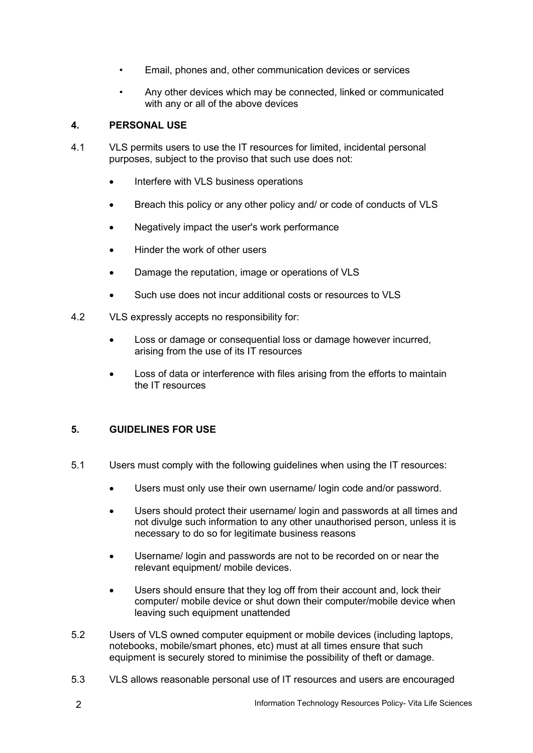- Email, phones and, other communication devices or services
- Any other devices which may be connected, linked or communicated with any or all of the above devices

## 4. PERSONAL USE

4.1 VLS permits users to use the IT resources for limited, incidental personal purposes, subject to the proviso that such use does not:

- Interfere with VLS business operations
- Breach this policy or any other policy and/ or code of conducts of VLS
- Negatively impact the user's work performance
- Hinder the work of other users
- Damage the reputation, image or operations of VLS
- Such use does not incur additional costs or resources to VLS

4.2 VLS expressly accepts no responsibility for:

- Loss or damage or consequential loss or damage however incurred, arising from the use of its IT resources
- Loss of data or interference with files arising from the efforts to maintain the IT resources

## 5. GUIDELINES FOR USE

5.1 Users must comply with the following guidelines when using the IT resources:

- Users must only use their own username/ login code and/or password.
- Users should protect their username/ login and passwords at all times and not divulge such information to any other unauthorised person, unless it is necessary to do so for legitimate business reasons
- Username/ login and passwords are not to be recorded on or near the relevant equipment/ mobile devices.
- Users should ensure that they log off from their account and, lock their computer/ mobile device or shut down their computer/mobile device when leaving such equipment unattended

5.2 Users of VLS owned computer equipment or mobile devices (including laptops, notebooks, mobile/smart phones, etc) must at all times ensure that such equipment is securely stored to minimise the possibility of theft or damage.

5.3 VLS allows reasonable personal use of IT resources and users are encouraged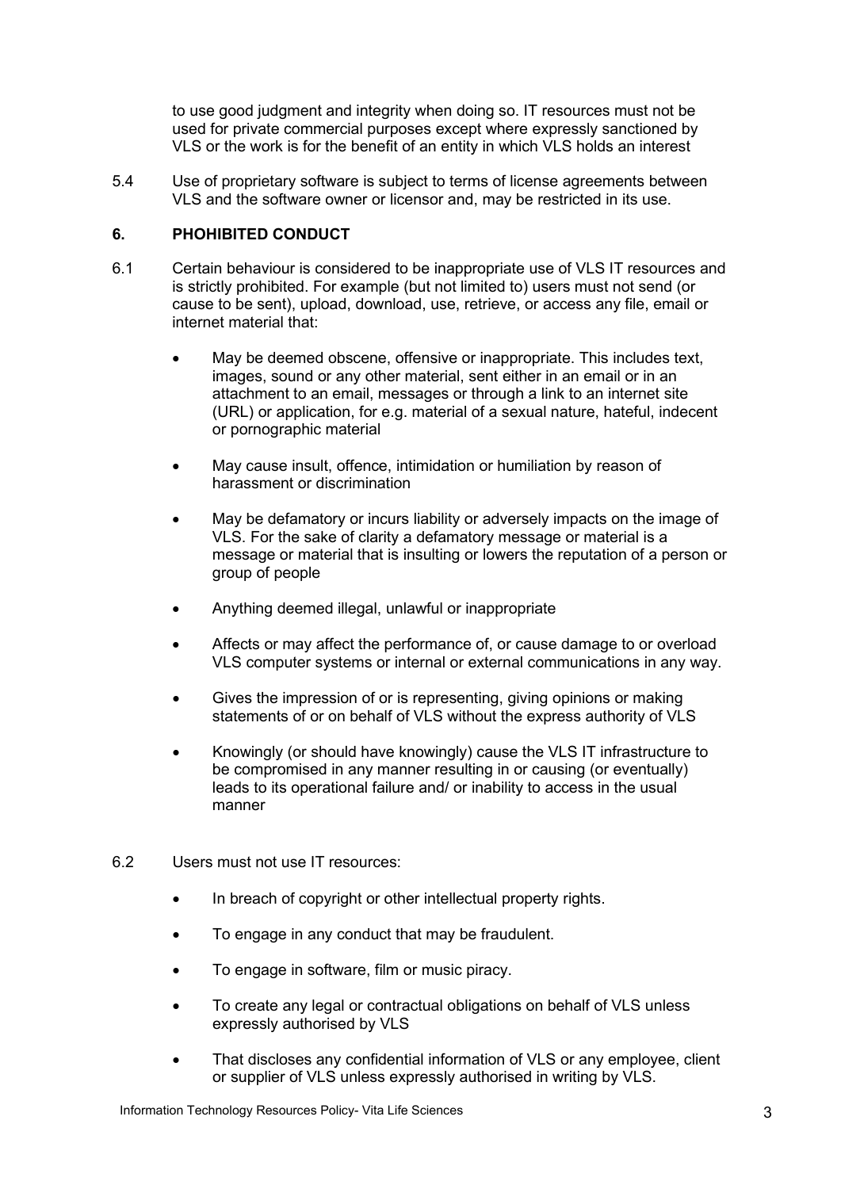to use good judgment and integrity when doing so. IT resources must not be used for private commercial purposes except where expressly sanctioned by VLS or the work is for the benefit of an entity in which VLS holds an interest

5.4 Use of proprietary software is subject to terms of license agreements between VLS and the software owner or licensor and, may be restricted in its use.

## 6. PHOHIBITED CONDUCT

6.1 Certain behaviour is considered to be inappropriate use of VLS IT resources and is strictly prohibited. For example (but not limited to) users must not send (or cause to be sent), upload, download, use, retrieve, or access any file, email or internet material that:

- May be deemed obscene, offensive or inappropriate. This includes text, images, sound or any other material, sent either in an email or in an attachment to an email, messages or through a link to an internet site (URL) or application, for e.g. material of a sexual nature, hateful, indecent or pornographic material
- May cause insult, offence, intimidation or humiliation by reason of harassment or discrimination
- May be defamatory or incurs liability or adversely impacts on the image of VLS. For the sake of clarity a defamatory message or material is a message or material that is insulting or lowers the reputation of a person or group of people
- Anything deemed illegal, unlawful or inappropriate
- Affects or may affect the performance of, or cause damage to or overload VLS computer systems or internal or external communications in any way.
- Gives the impression of or is representing, giving opinions or making statements of or on behalf of VLS without the express authority of VLS
- Knowingly (or should have knowingly) cause the VLS IT infrastructure to be compromised in any manner resulting in or causing (or eventually) leads to its operational failure and/ or inability to access in the usual manner

6.2 Users must not use IT resources:

- In breach of copyright or other intellectual property rights.
- To engage in any conduct that may be fraudulent.
- To engage in software, film or music piracy.
- To create any legal or contractual obligations on behalf of VLS unless expressly authorised by VLS
- That discloses any confidential information of VLS or any employee, client or supplier of VLS unless expressly authorised in writing by VLS.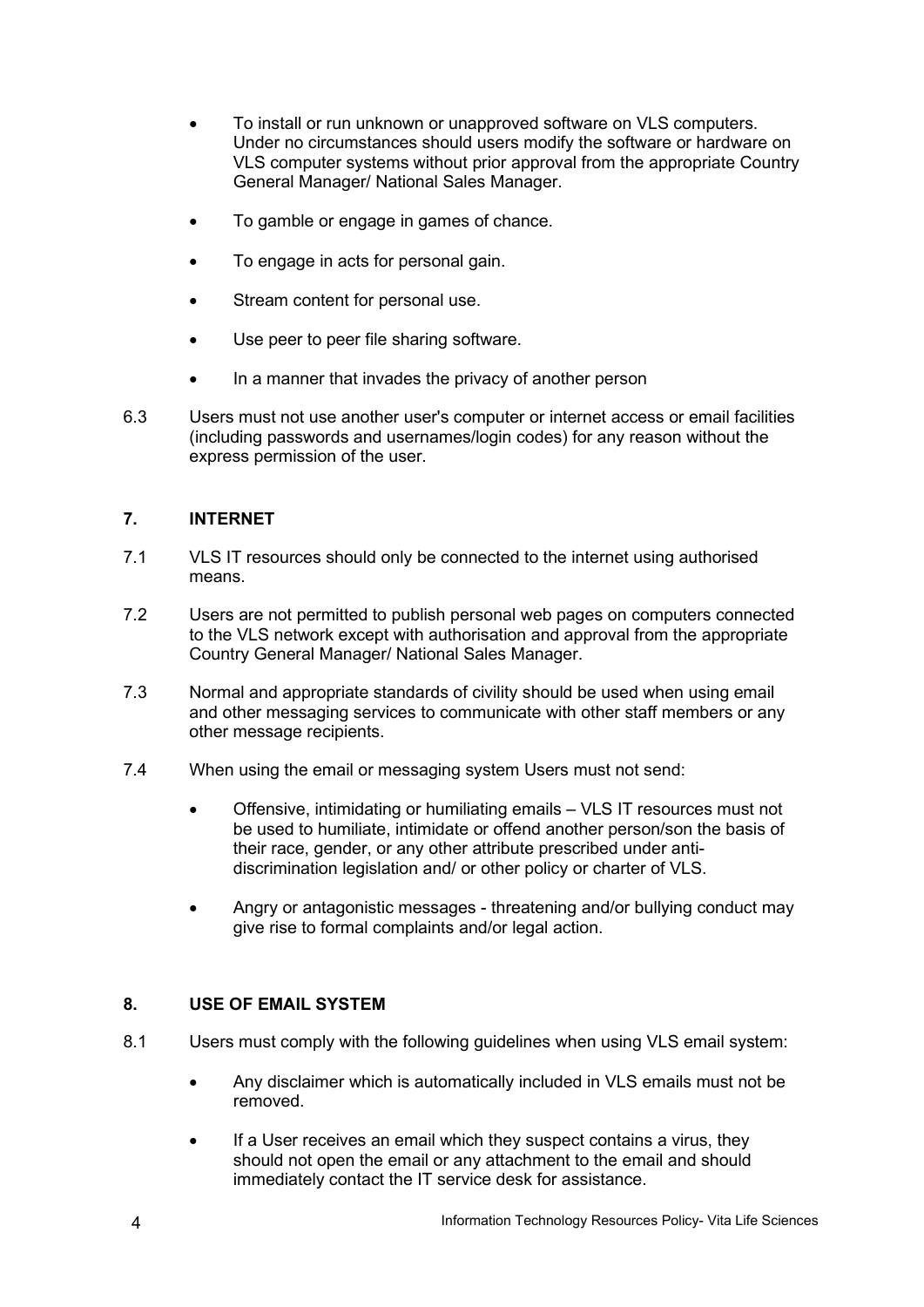- To install or run unknown or unapproved software on VLS computers. Under no circumstances should users modify the software or hardware on VLS computer systems without prior approval from the appropriate Country General Manager/ National Sales Manager.
- To gamble or engage in games of chance.
- To engage in acts for personal gain.
- Stream content for personal use.
- Use peer to peer file sharing software.
- In a manner that invades the privacy of another person

6.3 Users must not use another user's computer or internet access or email facilities (including passwords and usernames/login codes) for any reason without the express permission of the user.

## 7. INTERNET

7.1 VLS IT resources should only be connected to the internet using authorised means.

7.2 Users are not permitted to publish personal web pages on computers connected to the VLS network except with authorisation and approval from the appropriate Country General Manager/ National Sales Manager.

7.3 Normal and appropriate standards of civility should be used when using email and other messaging services to communicate with other staff members or any other message recipients.

7.4 When using the email or messaging system Users must not send:

- Offensive, intimidating or humiliating emails – VLS IT resources must not be used to humiliate, intimidate or offend another person/son the basis of their race, gender, or any other attribute prescribed under anti-discrimination legislation and/ or other policy or charter of VLS.
- Angry or antagonistic messages - threatening and/or bullying conduct may give rise to formal complaints and/or legal action.

## 8. USE OF EMAIL SYSTEM

8.1 Users must comply with the following guidelines when using VLS email system:

- Any disclaimer which is automatically included in VLS emails must not be removed.
- If a User receives an email which they suspect contains a virus, they should not open the email or any attachment to the email and should immediately contact the IT service desk for assistance.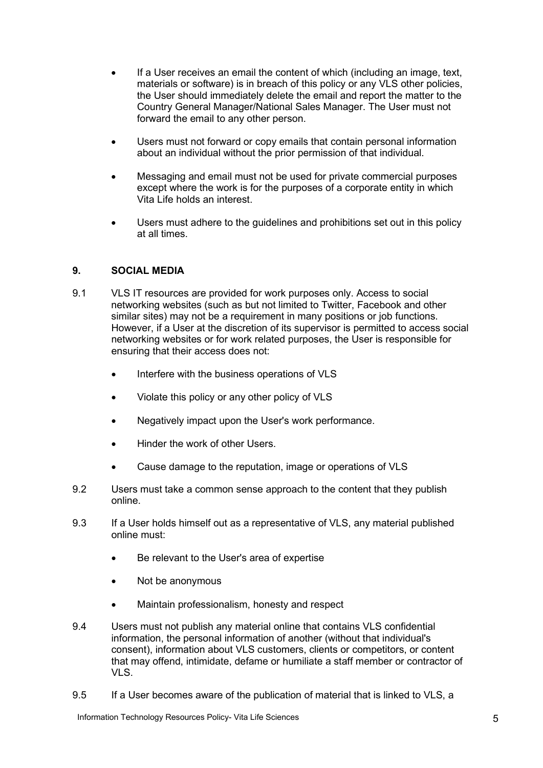- If a User receives an email the content of which (including an image, text, materials or software) is in breach of this policy or any VLS other policies, the User should immediately delete the email and report the matter to the Country General Manager/National Sales Manager. The User must not forward the email to any other person.

- Users must not forward or copy emails that contain personal information about an individual without the prior permission of that individual.

- Messaging and email must not be used for private commercial purposes except where the work is for the purposes of a corporate entity in which Vita Life holds an interest.

- Users must adhere to the guidelines and prohibitions set out in this policy at all times.

## 9. SOCIAL MEDIA

9.1 VLS IT resources are provided for work purposes only. Access to social networking websites (such as but not limited to Twitter, Facebook and other similar sites) may not be a requirement in many positions or job functions. However, if a User at the discretion of its supervisor is permitted to access social networking websites or for work related purposes, the User is responsible for ensuring that their access does not:

- Interfere with the business operations of VLS
- Violate this policy or any other policy of VLS
- Negatively impact upon the User's work performance.
- Hinder the work of other Users.
- Cause damage to the reputation, image or operations of VLS

9.2 Users must take a common sense approach to the content that they publish online.

9.3 If a User holds himself out as a representative of VLS, any material published online must:

- Be relevant to the User's area of expertise
- Not be anonymous
- Maintain professionalism, honesty and respect

9.4 Users must not publish any material online that contains VLS confidential information, the personal information of another (without that individual's consent), information about VLS customers, clients or competitors, or content that may offend, intimidate, defame or humiliate a staff member or contractor of VLS.

9.5 If a User becomes aware of the publication of material that is linked to VLS, a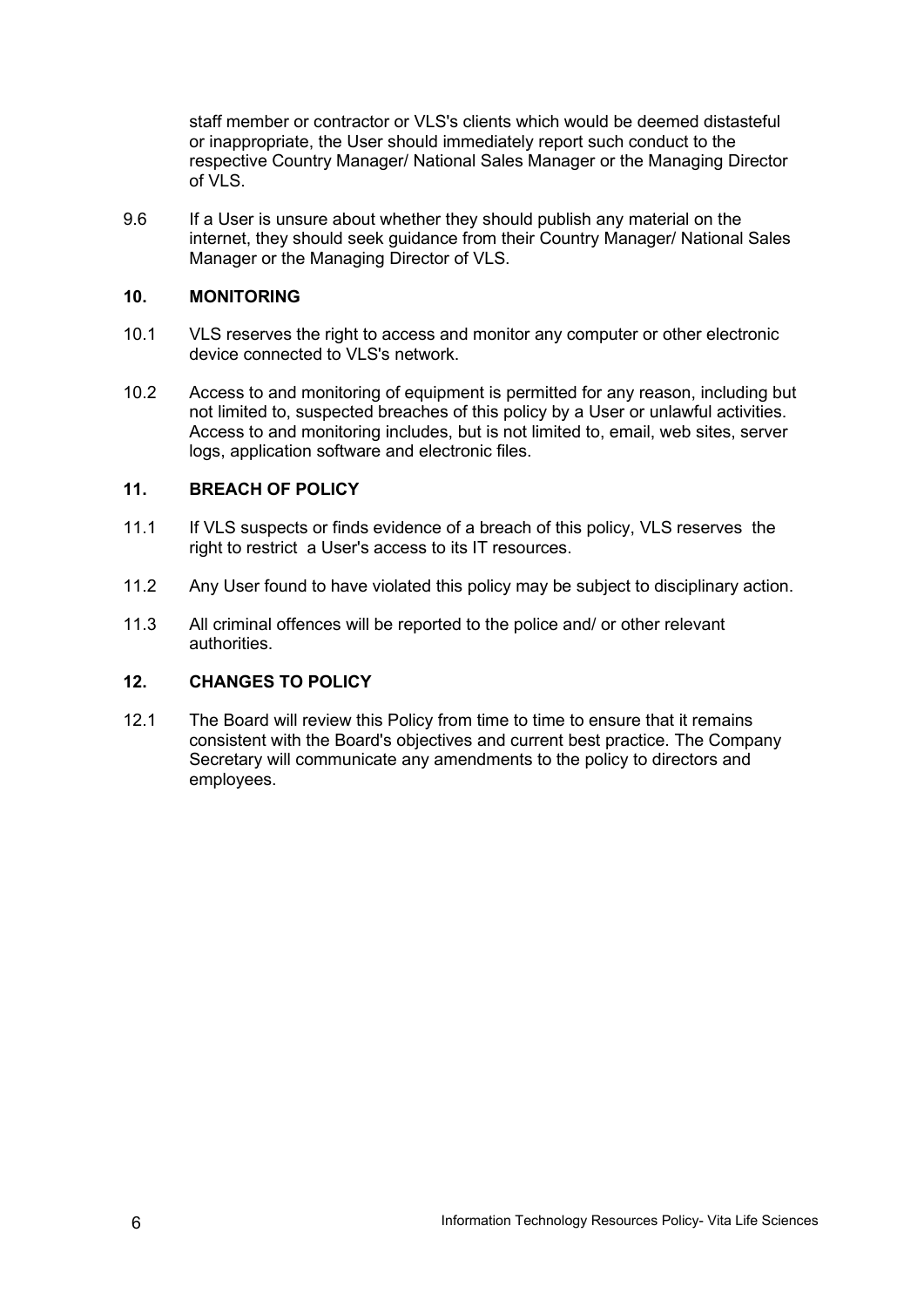staff member or contractor or VLS's clients which would be deemed distasteful or inappropriate, the User should immediately report such conduct to the respective Country Manager/ National Sales Manager or the Managing Director of VLS.

9.6 If a User is unsure about whether they should publish any material on the internet, they should seek guidance from their Country Manager/ National Sales Manager or the Managing Director of VLS.

## 10. MONITORING

10.1 VLS reserves the right to access and monitor any computer or other electronic device connected to VLS's network.

10.2 Access to and monitoring of equipment is permitted for any reason, including but not limited to, suspected breaches of this policy by a User or unlawful activities. Access to and monitoring includes, but is not limited to, email, web sites, server logs, application software and electronic files.

## 11. BREACH OF POLICY

11.1 If VLS suspects or finds evidence of a breach of this policy, VLS reserves the right to restrict a User's access to its IT resources.

11.2 Any User found to have violated this policy may be subject to disciplinary action.

11.3 All criminal offences will be reported to the police and/ or other relevant authorities.

## 12. CHANGES TO POLICY

12.1 The Board will review this Policy from time to time to ensure that it remains consistent with the Board's objectives and current best practice. The Company Secretary will communicate any amendments to the policy to directors and employees.